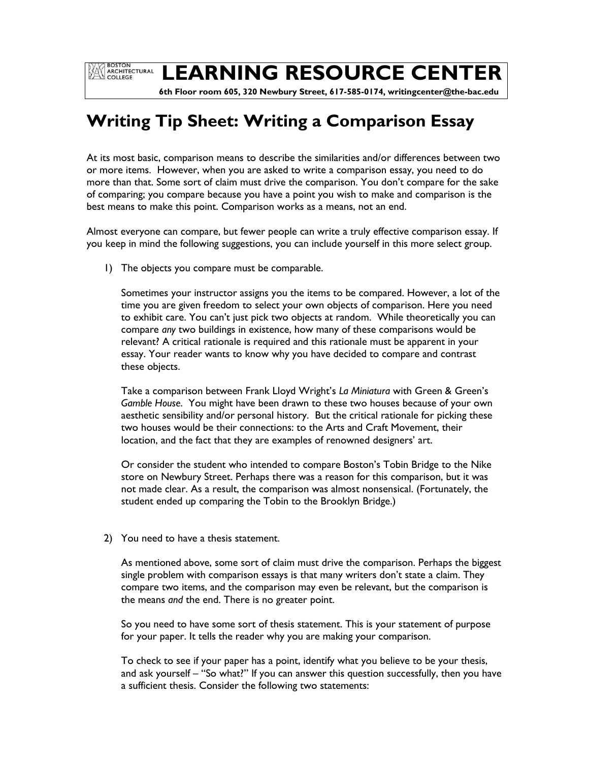# LEARNING RESOURCE CENTER

**6th Floor room 605, 320 Newbury Street, 617-585-0174, writingcenter@the-bac.edu**

## Writing Tip Sheet: Writing a Comparison Essay

At its most basic, comparison means to describe the similarities and/or differences between two or more items. However, when you are asked to write a comparison essay, you need to do more than that. Some sort of claim must drive the comparison. You don't compare for the sake of comparing; you compare because you have a point you wish to make and comparison is the best means to make this point. Comparison works as a means, not an end.

Almost everyone can compare, but fewer people can write a truly effective comparison essay. If you keep in mind the following suggestions, you can include yourself in this more select group.

1) The objects you compare must be comparable.

   Sometimes your instructor assigns you the items to be compared. However, a lot of the time you are given freedom to select your own objects of comparison. Here you need to exhibit care. You can't just pick two objects at random. While theoretically you can compare *any* two buildings in existence, how many of these comparisons would be relevant? A critical rationale is required and this rationale must be apparent in your essay. Your reader wants to know why you have decided to compare and contrast these objects.

   Take a comparison between Frank Lloyd Wright's *La Miniatura* with Green & Green's *Gamble House*. You might have been drawn to these two houses because of your own aesthetic sensibility and/or personal history. But the critical rationale for picking these two houses would be their connections: to the Arts and Craft Movement, their location, and the fact that they are examples of renowned designers' art.

   Or consider the student who intended to compare Boston's Tobin Bridge to the Nike store on Newbury Street. Perhaps there was a reason for this comparison, but it was not made clear. As a result, the comparison was almost nonsensical. (Fortunately, the student ended up comparing the Tobin to the Brooklyn Bridge.)

2) You need to have a thesis statement.

   As mentioned above, some sort of claim must drive the comparison. Perhaps the biggest single problem with comparison essays is that many writers don't state a claim. They compare two items, and the comparison may even be relevant, but the comparison is the means *and* the end. There is no greater point.

   So you need to have some sort of thesis statement. This is your statement of purpose for your paper. It tells the reader why you are making your comparison.

   To check to see if your paper has a point, identify what you believe to be your thesis, and ask yourself – "So what?" If you can answer this question successfully, then you have a sufficient thesis. Consider the following two statements: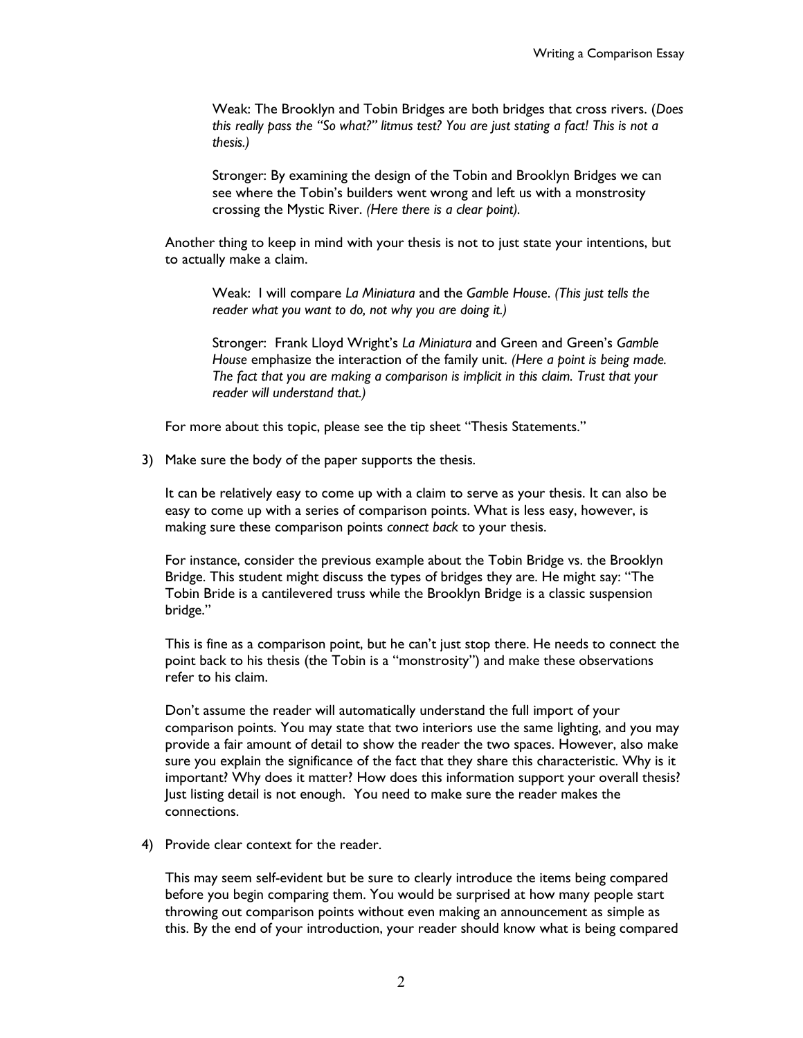Weak: The Brooklyn and Tobin Bridges are both bridges that cross rivers. (*Does this really pass the "So what?" litmus test? You are just stating a fact! This is not a thesis.)*

Stronger: By examining the design of the Tobin and Brooklyn Bridges we can see where the Tobin's builders went wrong and left us with a monstrosity crossing the Mystic River. *(Here there is a clear point).*

Another thing to keep in mind with your thesis is not to just state your intentions, but to actually make a claim.

Weak: I will compare *La Miniatura* and the *Gamble House*. *(This just tells the reader what you want to do, not why you are doing it.)*

Stronger: Frank Lloyd Wright's *La Miniatura* and Green and Green's *Gamble House* emphasize the interaction of the family unit. *(Here a point is being made. The fact that you are making a comparison is implicit in this claim. Trust that your reader will understand that.)*

For more about this topic, please see the tip sheet "Thesis Statements."

3) Make sure the body of the paper supports the thesis.

It can be relatively easy to come up with a claim to serve as your thesis. It can also be easy to come up with a series of comparison points. What is less easy, however, is making sure these comparison points *connect back* to your thesis.

For instance, consider the previous example about the Tobin Bridge vs. the Brooklyn Bridge. This student might discuss the types of bridges they are. He might say: "The Tobin Bride is a cantilevered truss while the Brooklyn Bridge is a classic suspension bridge."

This is fine as a comparison point, but he can't just stop there. He needs to connect the point back to his thesis (the Tobin is a "monstrosity") and make these observations refer to his claim.

Don't assume the reader will automatically understand the full import of your comparison points. You may state that two interiors use the same lighting, and you may provide a fair amount of detail to show the reader the two spaces. However, also make sure you explain the significance of the fact that they share this characteristic. Why is it important? Why does it matter? How does this information support your overall thesis? Just listing detail is not enough. You need to make sure the reader makes the connections.

4) Provide clear context for the reader.

This may seem self-evident but be sure to clearly introduce the items being compared before you begin comparing them. You would be surprised at how many people start throwing out comparison points without even making an announcement as simple as this. By the end of your introduction, your reader should know what is being compared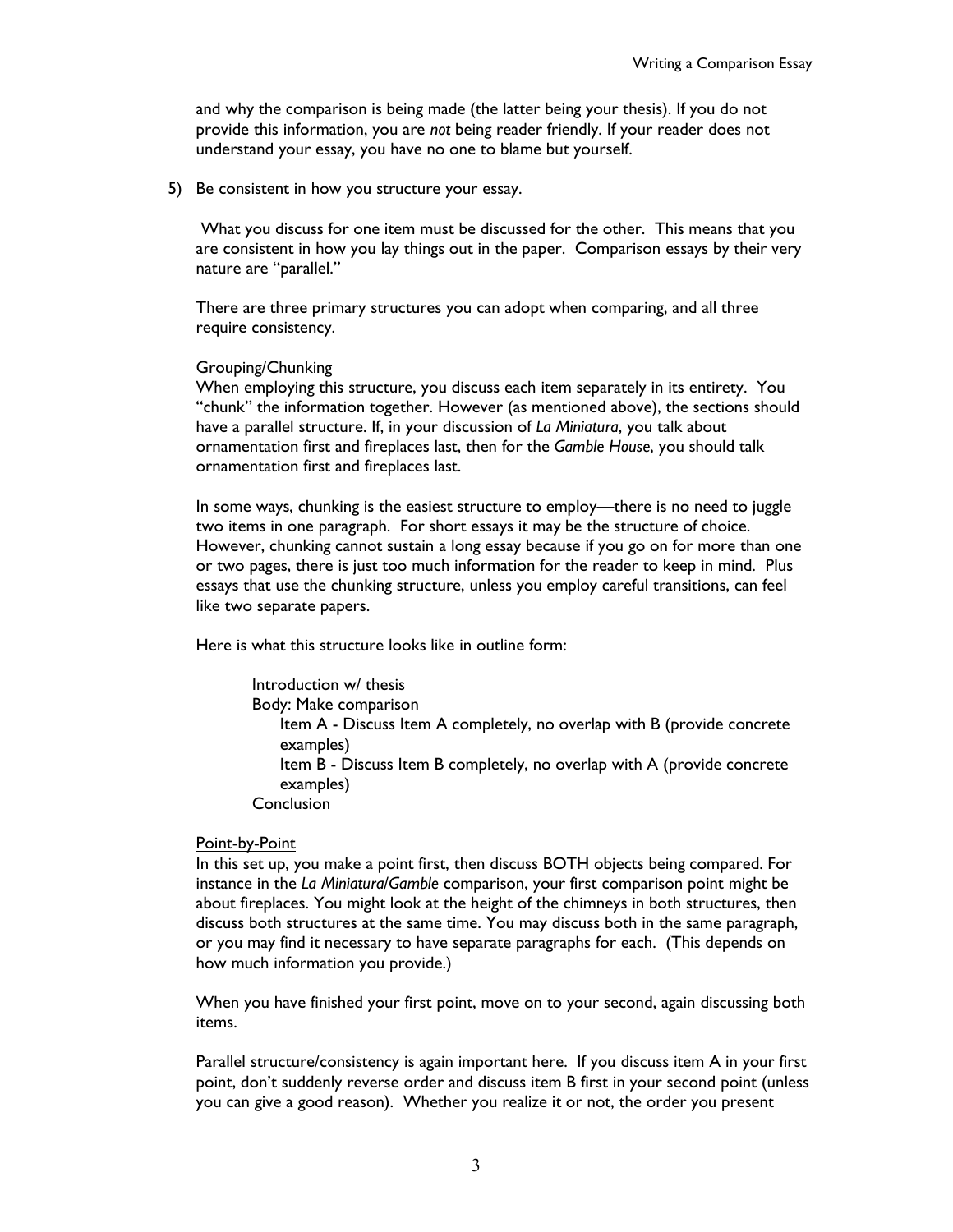and why the comparison is being made (the latter being your thesis). If you do not provide this information, you are *not* being reader friendly. If your reader does not understand your essay, you have no one to blame but yourself.

5) Be consistent in how you structure your essay.

What you discuss for one item must be discussed for the other. This means that you are consistent in how you lay things out in the paper. Comparison essays by their very nature are "parallel."

There are three primary structures you can adopt when comparing, and all three require consistency.

<u>Grouping/Chunking</u>
When employing this structure, you discuss each item separately in its entirety. You "chunk" the information together. However (as mentioned above), the sections should have a parallel structure. If, in your discussion of *La Miniatura*, you talk about ornamentation first and fireplaces last, then for the *Gamble House*, you should talk ornamentation first and fireplaces last.

In some ways, chunking is the easiest structure to employ—there is no need to juggle two items in one paragraph. For short essays it may be the structure of choice. However, chunking cannot sustain a long essay because if you go on for more than one or two pages, there is just too much information for the reader to keep in mind. Plus essays that use the chunking structure, unless you employ careful transitions, can feel like two separate papers.

Here is what this structure looks like in outline form:

- Introduction w/ thesis
- Body: Make comparison
    - Item A - Discuss Item A completely, no overlap with B (provide concrete examples)
    - Item B - Discuss Item B completely, no overlap with A (provide concrete examples)
- Conclusion

<u>Point-by-Point</u>
In this set up, you make a point first, then discuss BOTH objects being compared. For instance in the *La Miniatura/Gamble* comparison, your first comparison point might be about fireplaces. You might look at the height of the chimneys in both structures, then discuss both structures at the same time. You may discuss both in the same paragraph, or you may find it necessary to have separate paragraphs for each. (This depends on how much information you provide.)

When you have finished your first point, move on to your second, again discussing both items.

Parallel structure/consistency is again important here. If you discuss item A in your first point, don't suddenly reverse order and discuss item B first in your second point (unless you can give a good reason). Whether you realize it or not, the order you present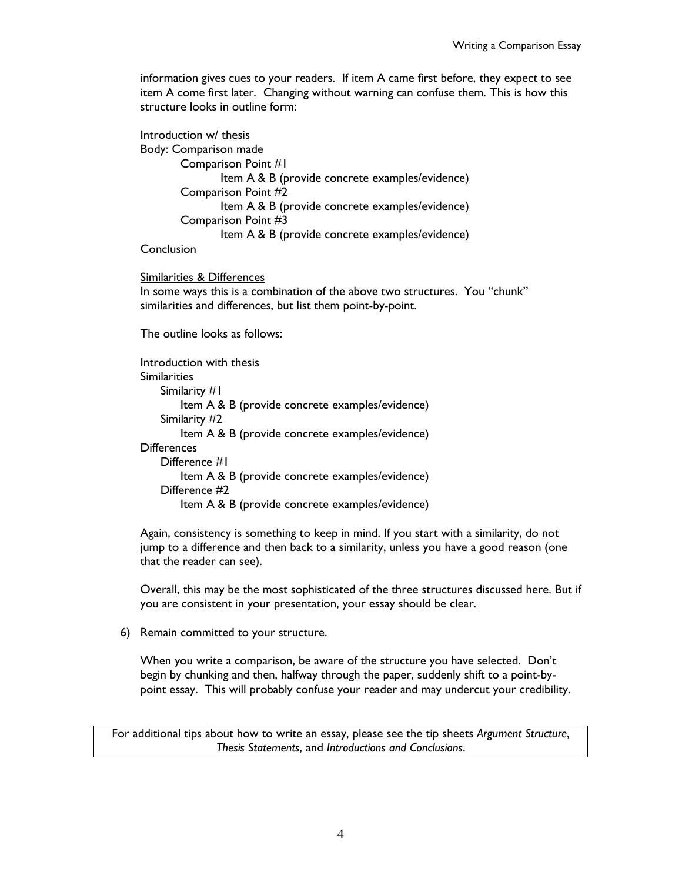information gives cues to your readers. If item A came first before, they expect to see item A come first later. Changing without warning can confuse them. This is how this structure looks in outline form:

- Introduction w/ thesis
- Body: Comparison made
    - Comparison Point #1
        - Item A & B (provide concrete examples/evidence)
    - Comparison Point #2
        - Item A & B (provide concrete examples/evidence)
    - Comparison Point #3
        - Item A & B (provide concrete examples/evidence)
- Conclusion

<u>Similarities & Differences</u>

In some ways this is a combination of the above two structures. You "chunk" similarities and differences, but list them point-by-point.

The outline looks as follows:

- Introduction with thesis
- Similarities
    - Similarity #1
        - Item A & B (provide concrete examples/evidence)
    - Similarity #2
        - Item A & B (provide concrete examples/evidence)
- Differences
    - Difference #1
        - Item A & B (provide concrete examples/evidence)
    - Difference #2
        - Item A & B (provide concrete examples/evidence)

Again, consistency is something to keep in mind. If you start with a similarity, do not jump to a difference and then back to a similarity, unless you have a good reason (one that the reader can see).

Overall, this may be the most sophisticated of the three structures discussed here. But if you are consistent in your presentation, your essay should be clear.

6) Remain committed to your structure.

   When you write a comparison, be aware of the structure you have selected. Don't begin by chunking and then, halfway through the paper, suddenly shift to a point-by-point essay. This will probably confuse your reader and may undercut your credibility.

---

For additional tips about how to write an essay, please see the tip sheets *Argument Structure*, *Thesis Statements*, and *Introductions and Conclusions*.